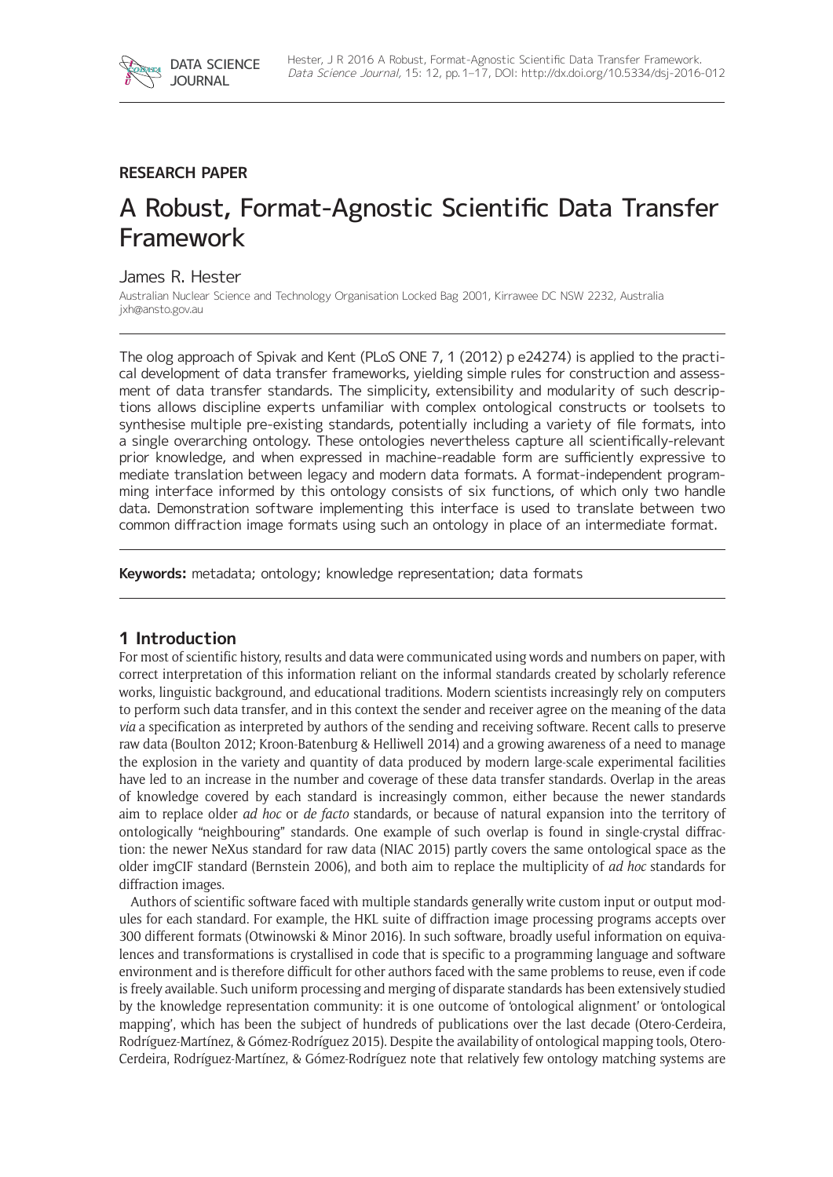RESEARCH PAPER

# A Robust, Format-Agnostic Scientific Data Transfer Framework

James R. Hester

Australian Nuclear Science and Technology Organisation Locked Bag 2001, Kirrawee DC NSW 2232, Australia
jxh@ansto.gov.au

The olog approach of Spivak and Kent (PLoS ONE 7, 1 (2012) p e24274) is applied to the practical development of data transfer frameworks, yielding simple rules for construction and assessment of data transfer standards. The simplicity, extensibility and modularity of such descriptions allows discipline experts unfamiliar with complex ontological constructs or toolsets to synthesise multiple pre-existing standards, potentially including a variety of file formats, into a single overarching ontology. These ontologies nevertheless capture all scientifically-relevant prior knowledge, and when expressed in machine-readable form are sufficiently expressive to mediate translation between legacy and modern data formats. A format-independent programming interface informed by this ontology consists of six functions, of which only two handle data. Demonstration software implementing this interface is used to translate between two common diffraction image formats using such an ontology in place of an intermediate format.

**Keywords:** metadata; ontology; knowledge representation; data formats

## 1 Introduction

For most of scientific history, results and data were communicated using words and numbers on paper, with correct interpretation of this information reliant on the informal standards created by scholarly reference works, linguistic background, and educational traditions. Modern scientists increasingly rely on computers to perform such data transfer, and in this context the sender and receiver agree on the meaning of the data *via* a specification as interpreted by authors of the sending and receiving software. Recent calls to preserve raw data (Boulton 2012; Kroon-Batenburg & Helliwell 2014) and a growing awareness of a need to manage the explosion in the variety and quantity of data produced by modern large-scale experimental facilities have led to an increase in the number and coverage of these data transfer standards. Overlap in the areas of knowledge covered by each standard is increasingly common, either because the newer standards aim to replace older *ad hoc* or *de facto* standards, or because of natural expansion into the territory of ontologically "neighbouring" standards. One example of such overlap is found in single-crystal diffraction: the newer NeXus standard for raw data (NIAC 2015) partly covers the same ontological space as the older imgCIF standard (Bernstein 2006), and both aim to replace the multiplicity of *ad hoc* standards for diffraction images.

Authors of scientific software faced with multiple standards generally write custom input or output modules for each standard. For example, the HKL suite of diffraction image processing programs accepts over 300 different formats (Otwinowski & Minor 2016). In such software, broadly useful information on equivalences and transformations is crystallised in code that is specific to a programming language and software environment and is therefore difficult for other authors faced with the same problems to reuse, even if code is freely available. Such uniform processing and merging of disparate standards has been extensively studied by the knowledge representation community: it is one outcome of 'ontological alignment' or 'ontological mapping', which has been the subject of hundreds of publications over the last decade (Otero-Cerdeira, Rodríguez-Martínez, & Gómez-Rodríguez 2015). Despite the availability of ontological mapping tools, Otero-Cerdeira, Rodríguez-Martínez, & Gómez-Rodríguez note that relatively few ontology matching systems are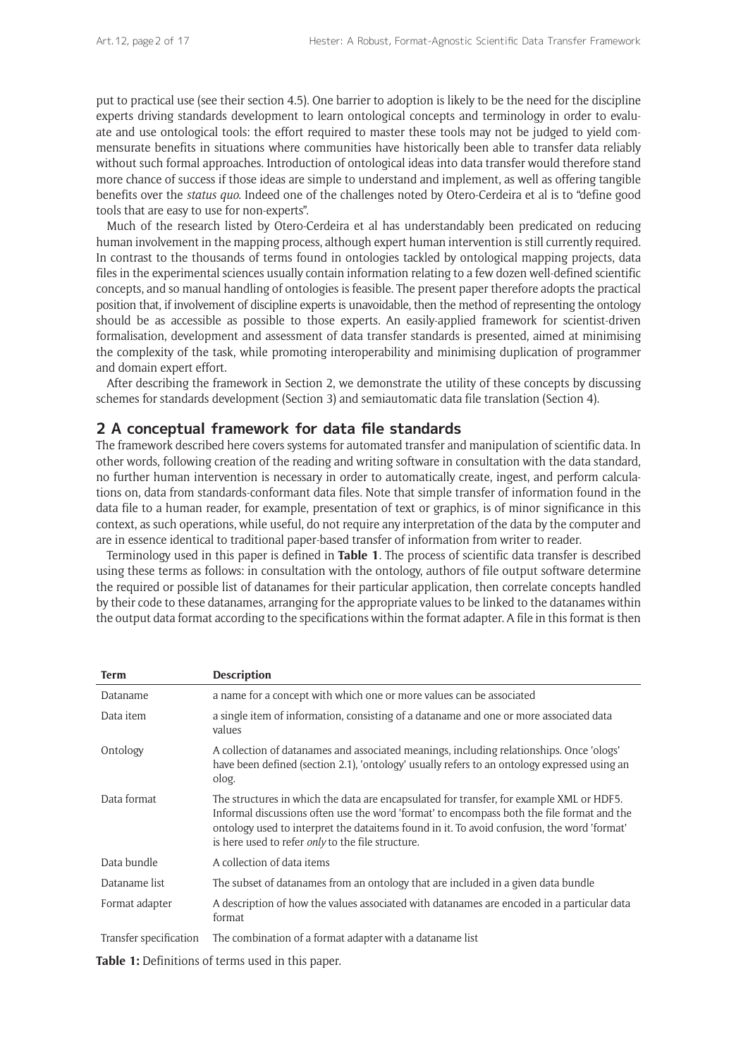put to practical use (see their section 4.5). One barrier to adoption is likely to be the need for the discipline experts driving standards development to learn ontological concepts and terminology in order to evaluate and use ontological tools: the effort required to master these tools may not be judged to yield commensurate benefits in situations where communities have historically been able to transfer data reliably without such formal approaches. Introduction of ontological ideas into data transfer would therefore stand more chance of success if those ideas are simple to understand and implement, as well as offering tangible benefits over the *status quo*. Indeed one of the challenges noted by Otero-Cerdeira et al is to "define good tools that are easy to use for non-experts".

Much of the research listed by Otero-Cerdeira et al has understandably been predicated on reducing human involvement in the mapping process, although expert human intervention is still currently required. In contrast to the thousands of terms found in ontologies tackled by ontological mapping projects, data files in the experimental sciences usually contain information relating to a few dozen well-defined scientific concepts, and so manual handling of ontologies is feasible. The present paper therefore adopts the practical position that, if involvement of discipline experts is unavoidable, then the method of representing the ontology should be as accessible as possible to those experts. An easily-applied framework for scientist-driven formalisation, development and assessment of data transfer standards is presented, aimed at minimising the complexity of the task, while promoting interoperability and minimising duplication of programmer and domain expert effort.

After describing the framework in Section 2, we demonstrate the utility of these concepts by discussing schemes for standards development (Section 3) and semiautomatic data file translation (Section 4).

## 2 A conceptual framework for data file standards

The framework described here covers systems for automated transfer and manipulation of scientific data. In other words, following creation of the reading and writing software in consultation with the data standard, no further human intervention is necessary in order to automatically create, ingest, and perform calculations on, data from standards-conformant data files. Note that simple transfer of information found in the data file to a human reader, for example, presentation of text or graphics, is of minor significance in this context, as such operations, while useful, do not require any interpretation of the data by the computer and are in essence identical to traditional paper-based transfer of information from writer to reader.

Terminology used in this paper is defined in **Table 1**. The process of scientific data transfer is described using these terms as follows: in consultation with the ontology, authors of file output software determine the required or possible list of datanames for their particular application, then correlate concepts handled by their code to these datanames, arranging for the appropriate values to be linked to the datanames within the output data format according to the specifications within the format adapter. A file in this format is then

| Term | Description |
|---|---|
| Dataname | a name for a concept with which one or more values can be associated |
| Data item | a single item of information, consisting of a dataname and one or more associated data values |
| Ontology | A collection of datanames and associated meanings, including relationships. Once 'ologs' have been defined (section 2.1), 'ontology' usually refers to an ontology expressed using an olog. |
| Data format | The structures in which the data are encapsulated for transfer, for example XML or HDF5. Informal discussions often use the word 'format' to encompass both the file format and the ontology used to interpret the dataitems found in it. To avoid confusion, the word 'format' is here used to refer *only* to the file structure. |
| Data bundle | A collection of data items |
| Dataname list | The subset of datanames from an ontology that are included in a given data bundle |
| Format adapter | A description of how the values associated with datanames are encoded in a particular data format |
| Transfer specification | The combination of a format adapter with a dataname list |

**Table 1:** Definitions of terms used in this paper.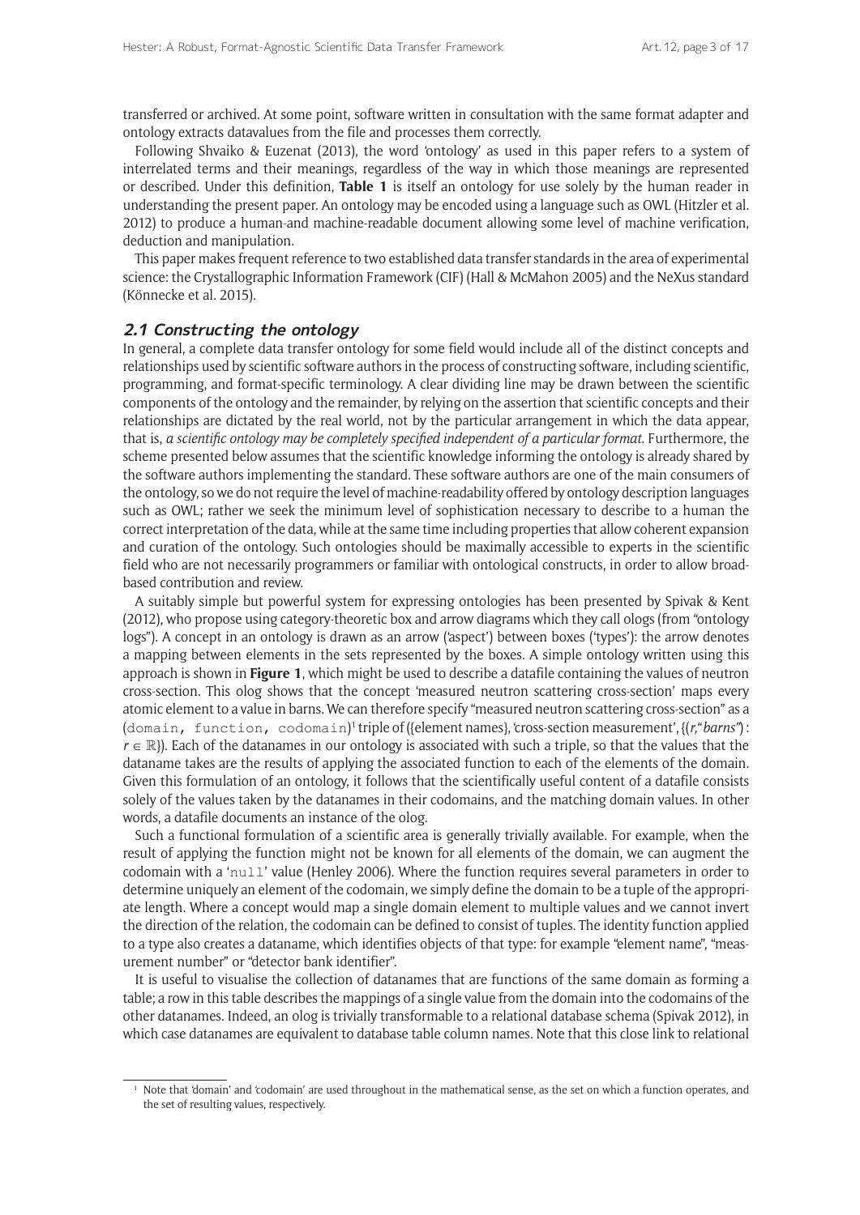transferred or archived. At some point, software written in consultation with the same format adapter and ontology extracts datavalues from the file and processes them correctly.

Following Shvaiko & Euzenat (2013), the word 'ontology' as used in this paper refers to a system of interrelated terms and their meanings, regardless of the way in which those meanings are represented or described. Under this definition, **Table 1** is itself an ontology for use solely by the human reader in understanding the present paper. An ontology may be encoded using a language such as OWL (Hitzler et al. 2012) to produce a human-and machine-readable document allowing some level of machine verification, deduction and manipulation.

This paper makes frequent reference to two established data transfer standards in the area of experimental science: the Crystallographic Information Framework (CIF) (Hall & McMahon 2005) and the NeXus standard (Könnecke et al. 2015).

### 2.1 Constructing the ontology

In general, a complete data transfer ontology for some field would include all of the distinct concepts and relationships used by scientific software authors in the process of constructing software, including scientific, programming, and format-specific terminology. A clear dividing line may be drawn between the scientific components of the ontology and the remainder, by relying on the assertion that scientific concepts and their relationships are dictated by the real world, not by the particular arrangement in which the data appear, that is, *a scientific ontology may be completely specified independent of a particular format*. Furthermore, the scheme presented below assumes that the scientific knowledge informing the ontology is already shared by the software authors implementing the standard. These software authors are one of the main consumers of the ontology, so we do not require the level of machine-readability offered by ontology description languages such as OWL; rather we seek the minimum level of sophistication necessary to describe to a human the correct interpretation of the data, while at the same time including properties that allow coherent expansion and curation of the ontology. Such ontologies should be maximally accessible to experts in the scientific field who are not necessarily programmers or familiar with ontological constructs, in order to allow broad-based contribution and review.

A suitably simple but powerful system for expressing ontologies has been presented by Spivak & Kent (2012), who propose using category-theoretic box and arrow diagrams which they call ologs (from "ontology logs"). A concept in an ontology is drawn as an arrow ('aspect') between boxes ('types'): the arrow denotes a mapping between elements in the sets represented by the boxes. A simple ontology written using this approach is shown in **Figure 1**, which might be used to describe a datafile containing the values of neutron cross-section. This olog shows that the concept 'measured neutron scattering cross-section' maps every atomic element to a value in barns. We can therefore specify "measured neutron scattering cross-section" as a (`domain, function, codomain`)[1] triple of ({element names}, 'cross-section measurement', $\{(r, \text{"}barns\text{"}) : r \in \mathbb{R}\}$). Each of the datanames in our ontology is associated with such a triple, so that the values that the dataname takes are the results of applying the associated function to each of the elements of the domain. Given this formulation of an ontology, it follows that the scientifically useful content of a datafile consists solely of the values taken by the datanames in their codomains, and the matching domain values. In other words, a datafile documents an instance of the olog.

Such a functional formulation of a scientific area is generally trivially available. For example, when the result of applying the function might not be known for all elements of the domain, we can augment the codomain with a '`null`' value (Henley 2006). Where the function requires several parameters in order to determine uniquely an element of the codomain, we simply define the domain to be a tuple of the appropriate length. Where a concept would map a single domain element to multiple values and we cannot invert the direction of the relation, the codomain can be defined to consist of tuples. The identity function applied to a type also creates a dataname, which identifies objects of that type: for example "element name", "measurement number" or "detector bank identifier".

It is useful to visualise the collection of datanames that are functions of the same domain as forming a table; a row in this table describes the mappings of a single value from the domain into the codomains of the other datanames. Indeed, an olog is trivially transformable to a relational database schema (Spivak 2012), in which case datanames are equivalent to database table column names. Note that this close link to relational

[1] Note that 'domain' and 'codomain' are used throughout in the mathematical sense, as the set on which a function operates, and the set of resulting values, respectively.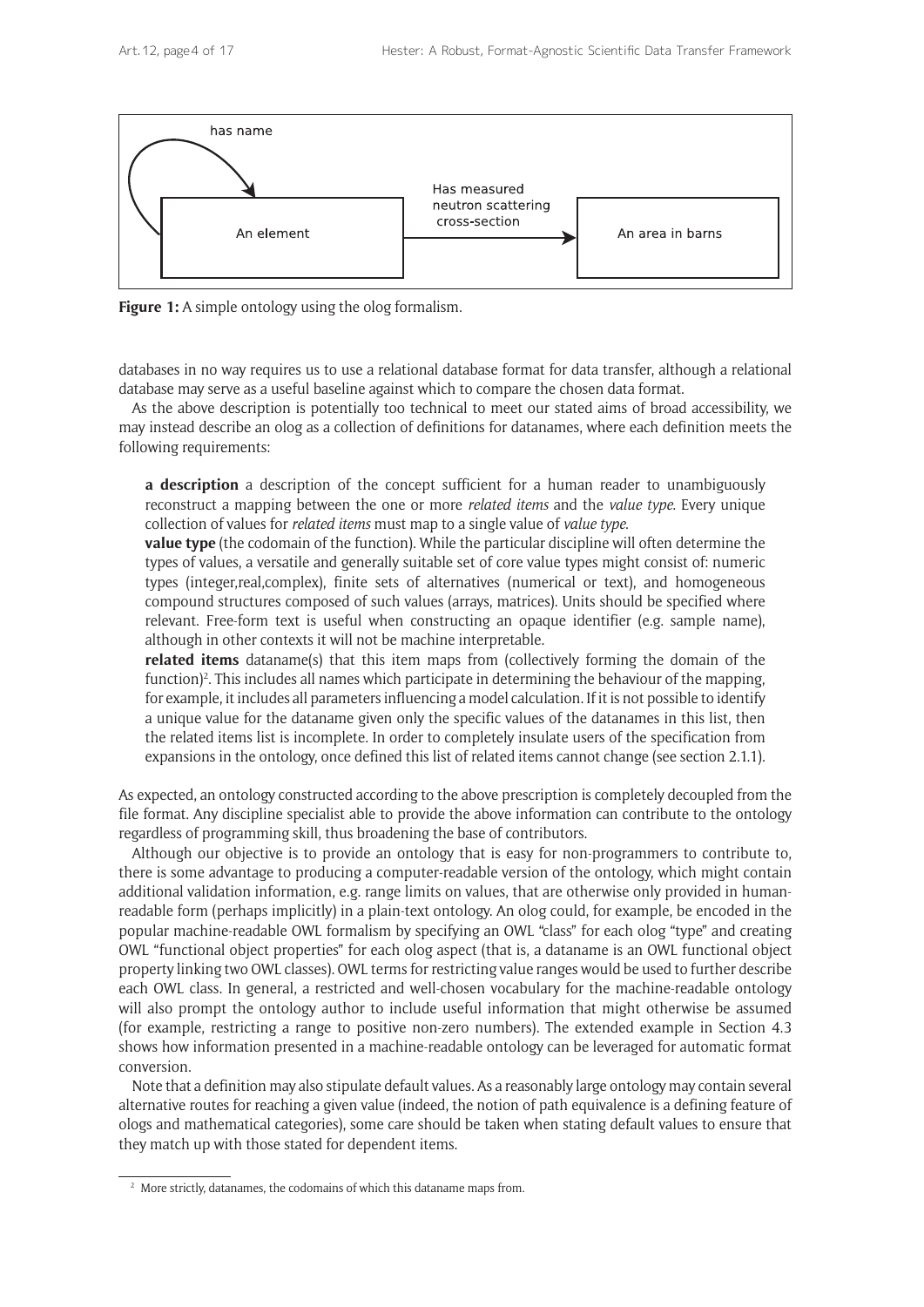**Figure 1:** A simple ontology using the olog formalism.

databases in no way requires us to use a relational database format for data transfer, although a relational database may serve as a useful baseline against which to compare the chosen data format.

As the above description is potentially too technical to meet our stated aims of broad accessibility, we may instead describe an olog as a collection of definitions for datanames, where each definition meets the following requirements:

**a description** a description of the concept sufficient for a human reader to unambiguously reconstruct a mapping between the one or more *related items* and the *value type*. Every unique collection of values for *related items* must map to a single value of *value type*.

**value type** (the codomain of the function). While the particular discipline will often determine the types of values, a versatile and generally suitable set of core value types might consist of: numeric types (integer,real,complex), finite sets of alternatives (numerical or text), and homogeneous compound structures composed of such values (arrays, matrices). Units should be specified where relevant. Free-form text is useful when constructing an opaque identifier (e.g. sample name), although in other contexts it will not be machine interpretable.

**related items** dataname(s) that this item maps from (collectively forming the domain of the function)[2]. This includes all names which participate in determining the behaviour of the mapping, for example, it includes all parameters influencing a model calculation. If it is not possible to identify a unique value for the dataname given only the specific values of the datanames in this list, then the related items list is incomplete. In order to completely insulate users of the specification from expansions in the ontology, once defined this list of related items cannot change (see section 2.1.1).

As expected, an ontology constructed according to the above prescription is completely decoupled from the file format. Any discipline specialist able to provide the above information can contribute to the ontology regardless of programming skill, thus broadening the base of contributors.

Although our objective is to provide an ontology that is easy for non-programmers to contribute to, there is some advantage to producing a computer-readable version of the ontology, which might contain additional validation information, e.g. range limits on values, that are otherwise only provided in human-readable form (perhaps implicitly) in a plain-text ontology. An olog could, for example, be encoded in the popular machine-readable OWL formalism by specifying an OWL "class" for each olog "type" and creating OWL "functional object properties" for each olog aspect (that is, a dataname is an OWL functional object property linking two OWL classes). OWL terms for restricting value ranges would be used to further describe each OWL class. In general, a restricted and well-chosen vocabulary for the machine-readable ontology will also prompt the ontology author to include useful information that might otherwise be assumed (for example, restricting a range to positive non-zero numbers). The extended example in Section 4.3 shows how information presented in a machine-readable ontology can be leveraged for automatic format conversion.

Note that a definition may also stipulate default values. As a reasonably large ontology may contain several alternative routes for reaching a given value (indeed, the notion of path equivalence is a defining feature of ologs and mathematical categories), some care should be taken when stating default values to ensure that they match up with those stated for dependent items.

[2] More strictly, datanames, the codomains of which this dataname maps from.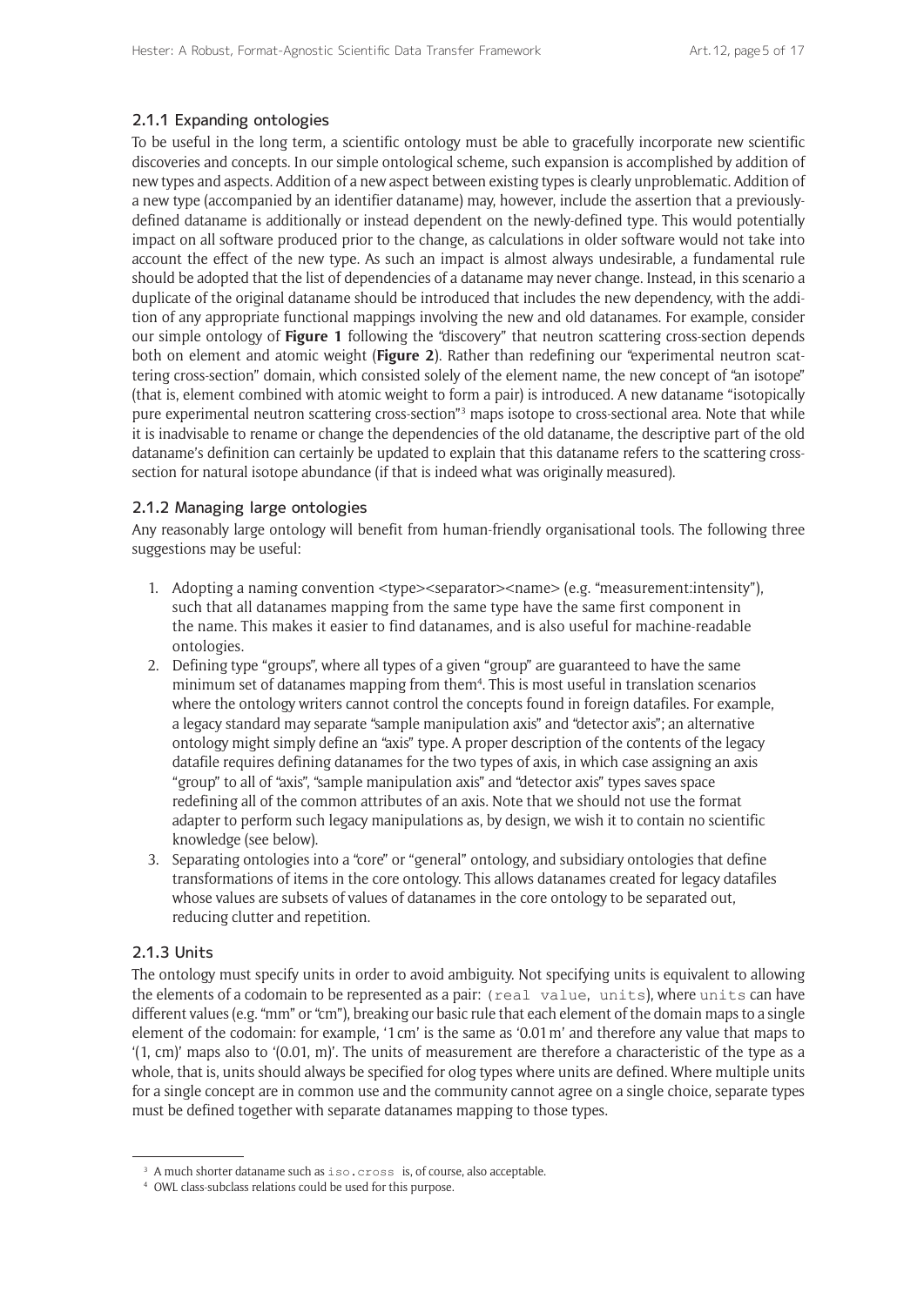### 2.1.1 Expanding ontologies

To be useful in the long term, a scientific ontology must be able to gracefully incorporate new scientific discoveries and concepts. In our simple ontological scheme, such expansion is accomplished by addition of new types and aspects. Addition of a new aspect between existing types is clearly unproblematic. Addition of a new type (accompanied by an identifier dataname) may, however, include the assertion that a previously-defined dataname is additionally or instead dependent on the newly-defined type. This would potentially impact on all software produced prior to the change, as calculations in older software would not take into account the effect of the new type. As such an impact is almost always undesirable, a fundamental rule should be adopted that the list of dependencies of a dataname may never change. Instead, in this scenario a duplicate of the original dataname should be introduced that includes the new dependency, with the addition of any appropriate functional mappings involving the new and old datanames. For example, consider our simple ontology of **Figure 1** following the "discovery" that neutron scattering cross-section depends both on element and atomic weight (**Figure 2**). Rather than redefining our "experimental neutron scattering cross-section" domain, which consisted solely of the element name, the new concept of "an isotope" (that is, element combined with atomic weight to form a pair) is introduced. A new dataname "isotopically pure experimental neutron scattering cross-section"[3] maps isotope to cross-sectional area. Note that while it is inadvisable to rename or change the dependencies of the old dataname, the descriptive part of the old dataname's definition can certainly be updated to explain that this dataname refers to the scattering cross-section for natural isotope abundance (if that is indeed what was originally measured).

### 2.1.2 Managing large ontologies

Any reasonably large ontology will benefit from human-friendly organisational tools. The following three suggestions may be useful:

1. Adopting a naming convention <type><separator><name> (e.g. "measurement:intensity"), such that all datanames mapping from the same type have the same first component in the name. This makes it easier to find datanames, and is also useful for machine-readable ontologies.
2. Defining type "groups", where all types of a given "group" are guaranteed to have the same minimum set of datanames mapping from them[4]. This is most useful in translation scenarios where the ontology writers cannot control the concepts found in foreign datafiles. For example, a legacy standard may separate "sample manipulation axis" and "detector axis"; an alternative ontology might simply define an "axis" type. A proper description of the contents of the legacy datafile requires defining datanames for the two types of axis, in which case assigning an axis "group" to all of "axis", "sample manipulation axis" and "detector axis" types saves space redefining all of the common attributes of an axis. Note that we should not use the format adapter to perform such legacy manipulations as, by design, we wish it to contain no scientific knowledge (see below).
3. Separating ontologies into a "core" or "general" ontology, and subsidiary ontologies that define transformations of items in the core ontology. This allows datanames created for legacy datafiles whose values are subsets of values of datanames in the core ontology to be separated out, reducing clutter and repetition.

### 2.1.3 Units

The ontology must specify units in order to avoid ambiguity. Not specifying units is equivalent to allowing the elements of a codomain to be represented as a pair: `(real value, units)`, where `units` can have different values (e.g. "mm" or "cm"), breaking our basic rule that each element of the domain maps to a single element of the codomain: for example, '1 cm' is the same as '0.01 m' and therefore any value that maps to '(1, cm)' maps also to '(0.01, m)'. The units of measurement are therefore a characteristic of the type as a whole, that is, units should always be specified for olog types where units are defined. Where multiple units for a single concept are in common use and the community cannot agree on a single choice, separate types must be defined together with separate datanames mapping to those types.

[3] A much shorter dataname such as `iso.cross` is, of course, also acceptable.

[4] OWL class-subclass relations could be used for this purpose.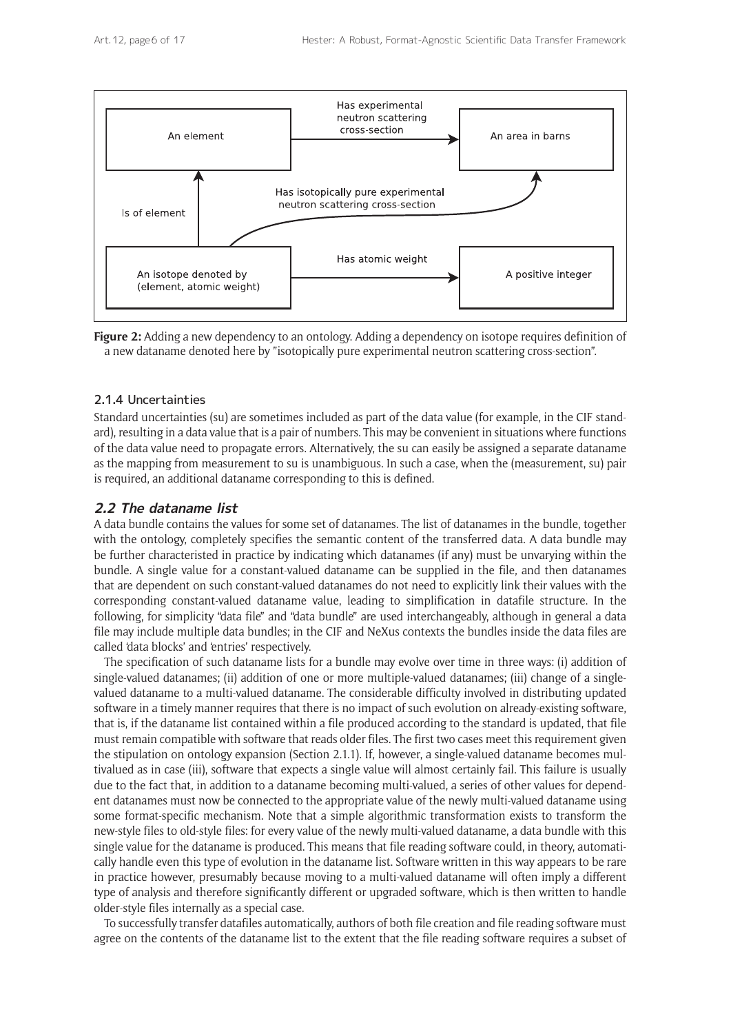**Figure 2:** Adding a new dependency to an ontology. Adding a dependency on isotope requires definition of a new dataname denoted here by "isotopically pure experimental neutron scattering cross-section".

### 2.1.4 Uncertainties

Standard uncertainties (su) are sometimes included as part of the data value (for example, in the CIF standard), resulting in a data value that is a pair of numbers. This may be convenient in situations where functions of the data value need to propagate errors. Alternatively, the su can easily be assigned a separate dataname as the mapping from measurement to su is unambiguous. In such a case, when the (measurement, su) pair is required, an additional dataname corresponding to this is defined.

## *2.2 The dataname list*

A data bundle contains the values for some set of datanames. The list of datanames in the bundle, together with the ontology, completely specifies the semantic content of the transferred data. A data bundle may be further characteristed in practice by indicating which datanames (if any) must be unvarying within the bundle. A single value for a constant-valued dataname can be supplied in the file, and then datanames that are dependent on such constant-valued datanames do not need to explicitly link their values with the corresponding constant-valued dataname value, leading to simplification in datafile structure. In the following, for simplicity "data file" and "data bundle" are used interchangeably, although in general a data file may include multiple data bundles; in the CIF and NeXus contexts the bundles inside the data files are called 'data blocks' and 'entries' respectively.

The specification of such dataname lists for a bundle may evolve over time in three ways: (i) addition of single-valued datanames; (ii) addition of one or more multiple-valued datanames; (iii) change of a single-valued dataname to a multi-valued dataname. The considerable difficulty involved in distributing updated software in a timely manner requires that there is no impact of such evolution on already-existing software, that is, if the dataname list contained within a file produced according to the standard is updated, that file must remain compatible with software that reads older files. The first two cases meet this requirement given the stipulation on ontology expansion (Section 2.1.1). If, however, a single-valued dataname becomes multivalued as in case (iii), software that expects a single value will almost certainly fail. This failure is usually due to the fact that, in addition to a dataname becoming multi-valued, a series of other values for dependent datanames must now be connected to the appropriate value of the newly multi-valued dataname using some format-specific mechanism. Note that a simple algorithmic transformation exists to transform the new-style files to old-style files: for every value of the newly multi-valued dataname, a data bundle with this single value for the dataname is produced. This means that file reading software could, in theory, automatically handle even this type of evolution in the dataname list. Software written in this way appears to be rare in practice however, presumably because moving to a multi-valued dataname will often imply a different type of analysis and therefore significantly different or upgraded software, which is then written to handle older-style files internally as a special case.

To successfully transfer datafiles automatically, authors of both file creation and file reading software must agree on the contents of the dataname list to the extent that the file reading software requires a subset of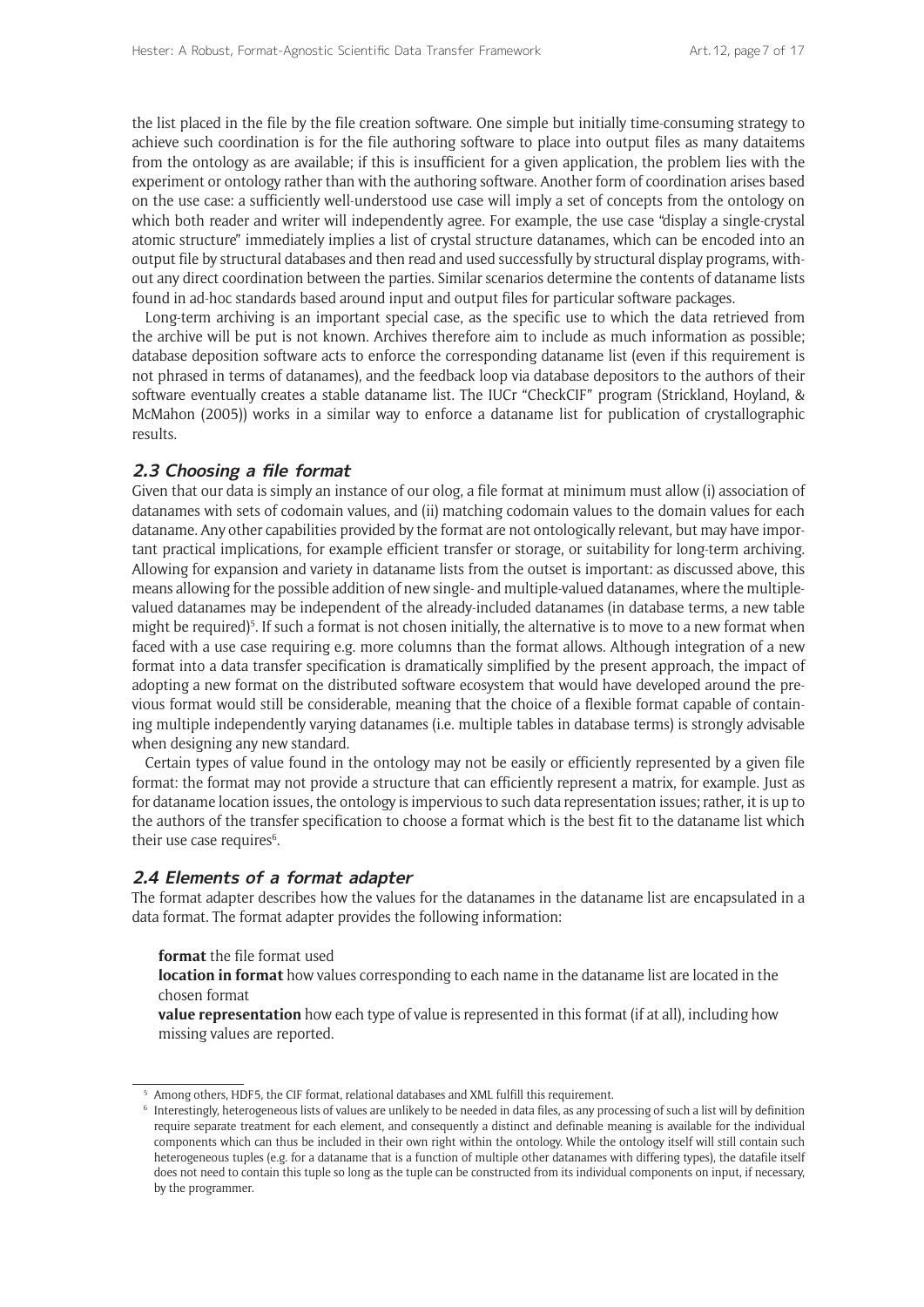the list placed in the file by the file creation software. One simple but initially time-consuming strategy to achieve such coordination is for the file authoring software to place into output files as many dataitems from the ontology as are available; if this is insufficient for a given application, the problem lies with the experiment or ontology rather than with the authoring software. Another form of coordination arises based on the use case: a sufficiently well-understood use case will imply a set of concepts from the ontology on which both reader and writer will independently agree. For example, the use case "display a single-crystal atomic structure" immediately implies a list of crystal structure datanames, which can be encoded into an output file by structural databases and then read and used successfully by structural display programs, without any direct coordination between the parties. Similar scenarios determine the contents of dataname lists found in ad-hoc standards based around input and output files for particular software packages.

Long-term archiving is an important special case, as the specific use to which the data retrieved from the archive will be put is not known. Archives therefore aim to include as much information as possible; database deposition software acts to enforce the corresponding dataname list (even if this requirement is not phrased in terms of datanames), and the feedback loop via database depositors to the authors of their software eventually creates a stable dataname list. The IUCr "CheckCIF" program (Strickland, Hoyland, & McMahon (2005)) works in a similar way to enforce a dataname list for publication of crystallographic results.

### 2.3 Choosing a file format

Given that our data is simply an instance of our olog, a file format at minimum must allow (i) association of datanames with sets of codomain values, and (ii) matching codomain values to the domain values for each dataname. Any other capabilities provided by the format are not ontologically relevant, but may have important practical implications, for example efficient transfer or storage, or suitability for long-term archiving. Allowing for expansion and variety in dataname lists from the outset is important: as discussed above, this means allowing for the possible addition of new single- and multiple-valued datanames, where the multiple-valued datanames may be independent of the already-included datanames (in database terms, a new table might be required)[5]. If such a format is not chosen initially, the alternative is to move to a new format when faced with a use case requiring e.g. more columns than the format allows. Although integration of a new format into a data transfer specification is dramatically simplified by the present approach, the impact of adopting a new format on the distributed software ecosystem that would have developed around the previous format would still be considerable, meaning that the choice of a flexible format capable of containing multiple independently varying datanames (i.e. multiple tables in database terms) is strongly advisable when designing any new standard.

Certain types of value found in the ontology may not be easily or efficiently represented by a given file format: the format may not provide a structure that can efficiently represent a matrix, for example. Just as for dataname location issues, the ontology is impervious to such data representation issues; rather, it is up to the authors of the transfer specification to choose a format which is the best fit to the dataname list which their use case requires[6].

### 2.4 Elements of a format adapter

The format adapter describes how the values for the datanames in the dataname list are encapsulated in a data format. The format adapter provides the following information:

**format** the file format used

**location in format** how values corresponding to each name in the dataname list are located in the chosen format

**value representation** how each type of value is represented in this format (if at all), including how missing values are reported.

---

[5] Among others, HDF5, the CIF format, relational databases and XML fulfill this requirement.

[6] Interestingly, heterogeneous lists of values are unlikely to be needed in data files, as any processing of such a list will by definition require separate treatment for each element, and consequently a distinct and definable meaning is available for the individual components which can thus be included in their own right within the ontology. While the ontology itself will still contain such heterogeneous tuples (e.g. for a dataname that is a function of multiple other datanames with differing types), the datafile itself does not need to contain this tuple so long as the tuple can be constructed from its individual components on input, if necessary, by the programmer.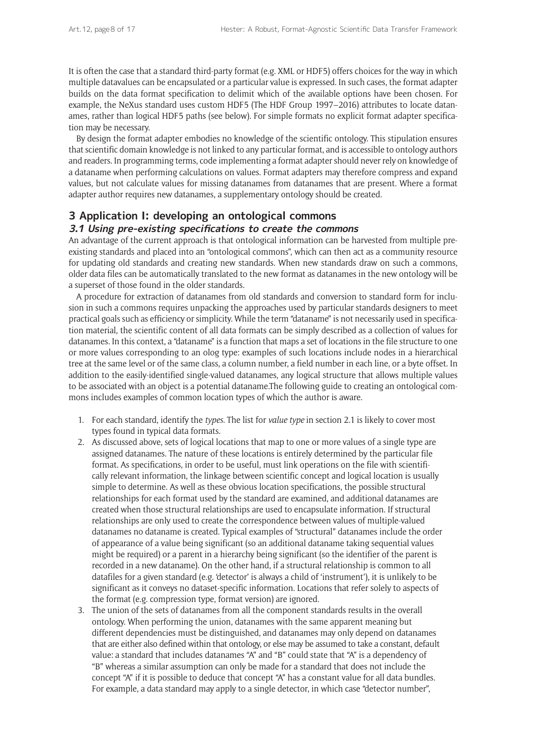It is often the case that a standard third-party format (e.g. XML or HDF5) offers choices for the way in which multiple datavalues can be encapsulated or a particular value is expressed. In such cases, the format adapter builds on the data format specification to delimit which of the available options have been chosen. For example, the NeXus standard uses custom HDF5 (The HDF Group 1997–2016) attributes to locate datanames, rather than logical HDF5 paths (see below). For simple formats no explicit format adapter specification may be necessary.

By design the format adapter embodies no knowledge of the scientific ontology. This stipulation ensures that scientific domain knowledge is not linked to any particular format, and is accessible to ontology authors and readers. In programming terms, code implementing a format adapter should never rely on knowledge of a dataname when performing calculations on values. Format adapters may therefore compress and expand values, but not calculate values for missing datanames from datanames that are present. Where a format adapter author requires new datanames, a supplementary ontology should be created.

## 3 Application I: developing an ontological commons

### 3.1 Using pre-existing specifications to create the commons

An advantage of the current approach is that ontological information can be harvested from multiple pre-existing standards and placed into an "ontological commons", which can then act as a community resource for updating old standards and creating new standards. When new standards draw on such a commons, older data files can be automatically translated to the new format as datanames in the new ontology will be a superset of those found in the older standards.

A procedure for extraction of datanames from old standards and conversion to standard form for inclusion in such a commons requires unpacking the approaches used by particular standards designers to meet practical goals such as efficiency or simplicity. While the term "dataname" is not necessarily used in specification material, the scientific content of all data formats can be simply described as a collection of values for datanames. In this context, a "dataname" is a function that maps a set of locations in the file structure to one or more values corresponding to an olog type: examples of such locations include nodes in a hierarchical tree at the same level or of the same class, a column number, a field number in each line, or a byte offset. In addition to the easily-identified single-valued datanames, any logical structure that allows multiple values to be associated with an object is a potential dataname.The following guide to creating an ontological commons includes examples of common location types of which the author is aware.

1. For each standard, identify the *types*. The list for *value type* in section 2.1 is likely to cover most types found in typical data formats.
2. As discussed above, sets of logical locations that map to one or more values of a single type are assigned datanames. The nature of these locations is entirely determined by the particular file format. As specifications, in order to be useful, must link operations on the file with scientifically relevant information, the linkage between scientific concept and logical location is usually simple to determine. As well as these obvious location specifications, the possible structural relationships for each format used by the standard are examined, and additional datanames are created when those structural relationships are used to encapsulate information. If structural relationships are only used to create the correspondence between values of multiple-valued datanames no dataname is created. Typical examples of "structural" datanames include the order of appearance of a value being significant (so an additional dataname taking sequential values might be required) or a parent in a hierarchy being significant (so the identifier of the parent is recorded in a new dataname). On the other hand, if a structural relationship is common to all datafiles for a given standard (e.g. 'detector' is always a child of 'instrument'), it is unlikely to be significant as it conveys no dataset-specific information. Locations that refer solely to aspects of the format (e.g. compression type, format version) are ignored.
3. The union of the sets of datanames from all the component standards results in the overall ontology. When performing the union, datanames with the same apparent meaning but different dependencies must be distinguished, and datanames may only depend on datanames that are either also defined within that ontology, or else may be assumed to take a constant, default value: a standard that includes datanames "A" and "B" could state that "A" is a dependency of "B" whereas a similar assumption can only be made for a standard that does not include the concept "A" if it is possible to deduce that concept "A" has a constant value for all data bundles. For example, a data standard may apply to a single detector, in which case "detector number",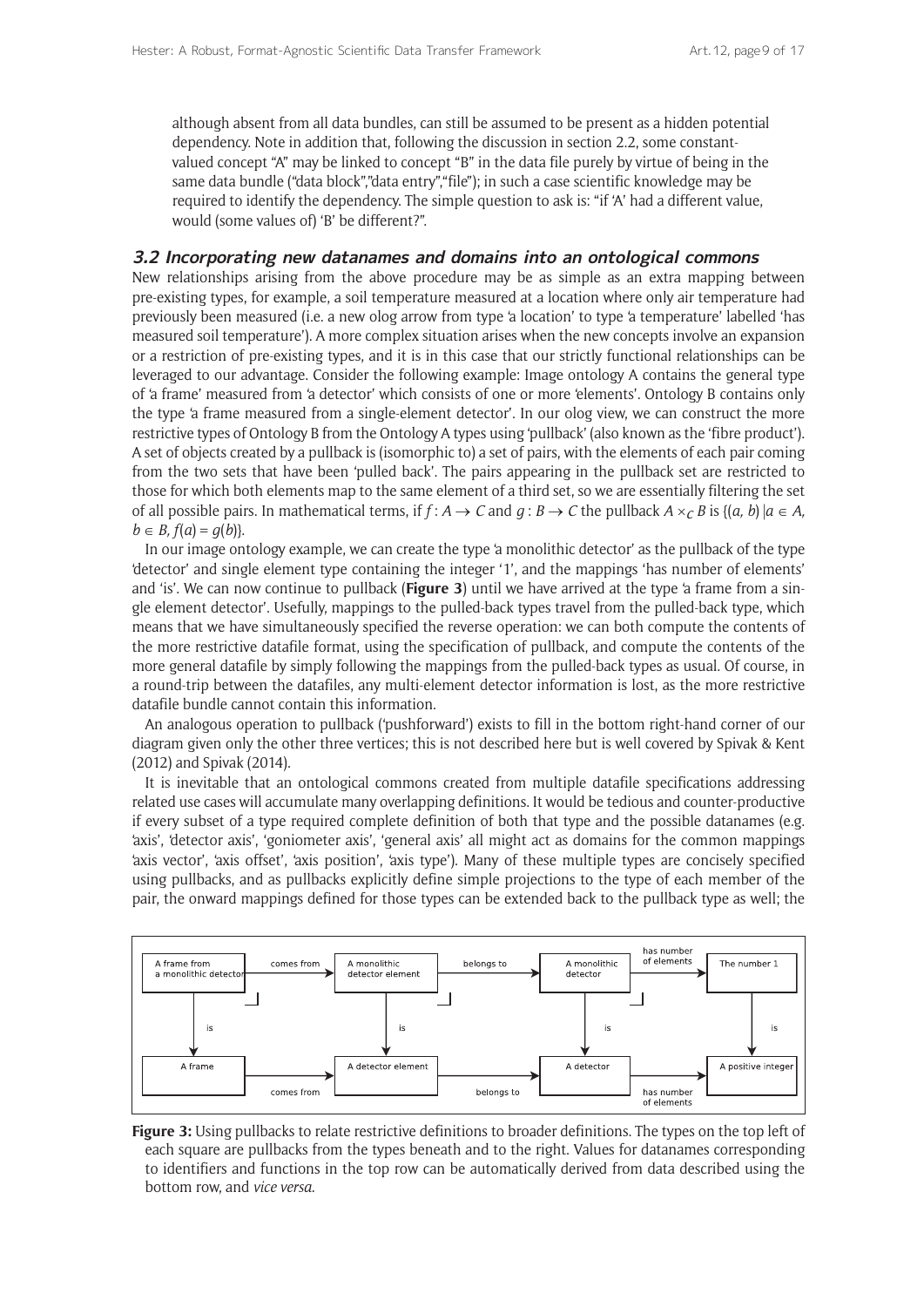although absent from all data bundles, can still be assumed to be present as a hidden potential dependency. Note in addition that, following the discussion in section 2.2, some constant-valued concept "A" may be linked to concept "B" in the data file purely by virtue of being in the same data bundle ("data block","data entry","file"); in such a case scientific knowledge may be required to identify the dependency. The simple question to ask is: "if 'A' had a different value, would (some values of) 'B' be different?".

### 3.2 Incorporating new datanames and domains into an ontological commons

New relationships arising from the above procedure may be as simple as an extra mapping between pre-existing types, for example, a soil temperature measured at a location where only air temperature had previously been measured (i.e. a new olog arrow from type 'a location' to type 'a temperature' labelled 'has measured soil temperature'). A more complex situation arises when the new concepts involve an expansion or a restriction of pre-existing types, and it is in this case that our strictly functional relationships can be leveraged to our advantage. Consider the following example: Image ontology A contains the general type of 'a frame' measured from 'a detector' which consists of one or more 'elements'. Ontology B contains only the type 'a frame measured from a single-element detector'. In our olog view, we can construct the more restrictive types of Ontology B from the Ontology A types using 'pullback' (also known as the 'fibre product'). A set of objects created by a pullback is (isomorphic to) a set of pairs, with the elements of each pair coming from the two sets that have been 'pulled back'. The pairs appearing in the pullback set are restricted to those for which both elements map to the same element of a third set, so we are essentially filtering the set of all possible pairs. In mathematical terms, if $f : A \rightarrow C$ and $g : B \rightarrow C$ the pullback $A \times_C B$ is $\{(a, b) \,|\, a \in A, b \in B, f(a) = g(b)\}$.

In our image ontology example, we can create the type 'a monolithic detector' as the pullback of the type 'detector' and single element type containing the integer '1', and the mappings 'has number of elements' and 'is'. We can now continue to pullback (**Figure 3**) until we have arrived at the type 'a frame from a single element detector'. Usefully, mappings to the pulled-back types travel from the pulled-back type, which means that we have simultaneously specified the reverse operation: we can both compute the contents of the more restrictive datafile format, using the specification of pullback, and compute the contents of the more general datafile by simply following the mappings from the pulled-back types as usual. Of course, in a round-trip between the datafiles, any multi-element detector information is lost, as the more restrictive datafile bundle cannot contain this information.

An analogous operation to pullback ('pushforward') exists to fill in the bottom right-hand corner of our diagram given only the other three vertices; this is not described here but is well covered by Spivak & Kent (2012) and Spivak (2014).

It is inevitable that an ontological commons created from multiple datafile specifications addressing related use cases will accumulate many overlapping definitions. It would be tedious and counter-productive if every subset of a type required complete definition of both that type and the possible datanames (e.g. 'axis', 'detector axis', 'goniometer axis', 'general axis' all might act as domains for the common mappings 'axis vector', 'axis offset', 'axis position', 'axis type'). Many of these multiple types are concisely specified using pullbacks, and as pullbacks explicitly define simple projections to the type of each member of the pair, the onward mappings defined for those types can be extended back to the pullback type as well; the

**Figure 3:** Using pullbacks to relate restrictive definitions to broader definitions. The types on the top left of each square are pullbacks from the types beneath and to the right. Values for datanames corresponding to identifiers and functions in the top row can be automatically derived from data described using the bottom row, and *vice versa*.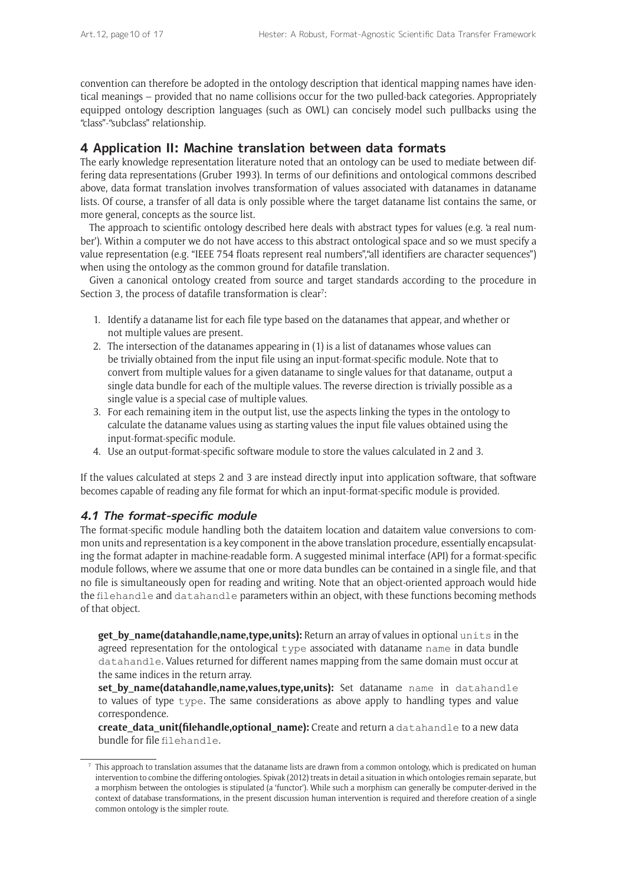convention can therefore be adopted in the ontology description that identical mapping names have identical meanings – provided that no name collisions occur for the two pulled-back categories. Appropriately equipped ontology description languages (such as OWL) can concisely model such pullbacks using the "class"-"subclass" relationship.

## 4 Application II: Machine translation between data formats

The early knowledge representation literature noted that an ontology can be used to mediate between differing data representations (Gruber 1993). In terms of our definitions and ontological commons described above, data format translation involves transformation of values associated with datanames in dataname lists. Of course, a transfer of all data is only possible where the target dataname list contains the same, or more general, concepts as the source list.

The approach to scientific ontology described here deals with abstract types for values (e.g. 'a real number'). Within a computer we do not have access to this abstract ontological space and so we must specify a value representation (e.g. "IEEE 754 floats represent real numbers","all identifiers are character sequences") when using the ontology as the common ground for datafile translation.

Given a canonical ontology created from source and target standards according to the procedure in Section 3, the process of datafile transformation is clear[7]:

1. Identify a dataname list for each file type based on the datanames that appear, and whether or not multiple values are present.
2. The intersection of the datanames appearing in (1) is a list of datanames whose values can be trivially obtained from the input file using an input-format-specific module. Note that to convert from multiple values for a given dataname to single values for that dataname, output a single data bundle for each of the multiple values. The reverse direction is trivially possible as a single value is a special case of multiple values.
3. For each remaining item in the output list, use the aspects linking the types in the ontology to calculate the dataname values using as starting values the input file values obtained using the input-format-specific module.
4. Use an output-format-specific software module to store the values calculated in 2 and 3.

If the values calculated at steps 2 and 3 are instead directly input into application software, that software becomes capable of reading any file format for which an input-format-specific module is provided.

### 4.1 The format-specific module

The format-specific module handling both the dataitem location and dataitem value conversions to common units and representation is a key component in the above translation procedure, essentially encapsulating the format adapter in machine-readable form. A suggested minimal interface (API) for a format-specific module follows, where we assume that one or more data bundles can be contained in a single file, and that no file is simultaneously open for reading and writing. Note that an object-oriented approach would hide the `filehandle` and `datahandle` parameters within an object, with these functions becoming methods of that object.

**get_by_name(datahandle,name,type,units):** Return an array of values in optional `units` in the agreed representation for the ontological `type` associated with dataname `name` in data bundle `datahandle`. Values returned for different names mapping from the same domain must occur at the same indices in the return array.

**set_by_name(datahandle,name,values,type,units):** Set dataname `name` in `datahandle` to values of type `type`. The same considerations as above apply to handling types and value correspondence.

**create_data_unit(filehandle,optional_name):** Create and return a `datahandle` to a new data bundle for file `filehandle`.

---

[7] This approach to translation assumes that the dataname lists are drawn from a common ontology, which is predicated on human intervention to combine the differing ontologies. Spivak (2012) treats in detail a situation in which ontologies remain separate, but a morphism between the ontologies is stipulated (a 'functor'). While such a morphism can generally be computer-derived in the context of database transformations, in the present discussion human intervention is required and therefore creation of a single common ontology is the simpler route.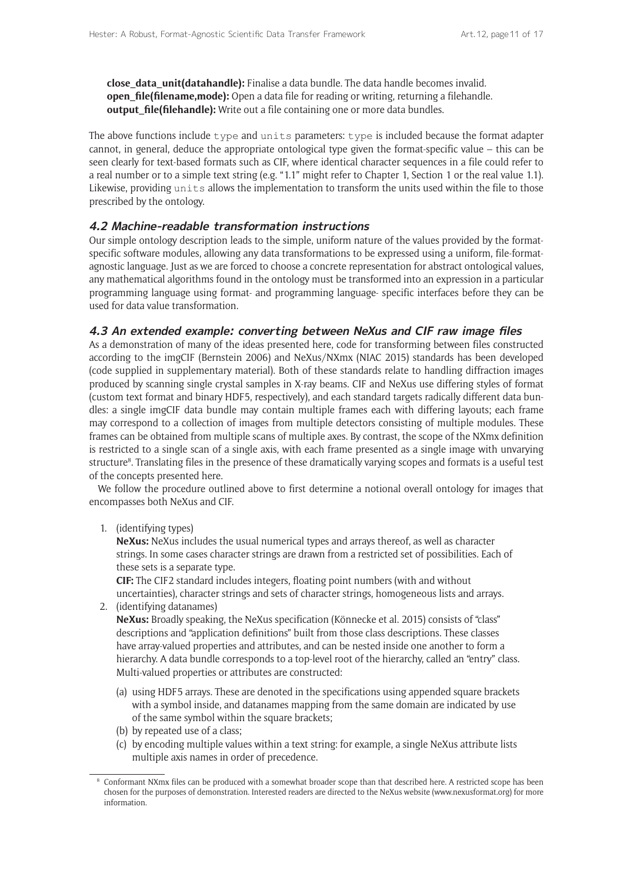**close_data_unit(datahandle):** Finalise a data bundle. The data handle becomes invalid.
**open_file(filename,mode):** Open a data file for reading or writing, returning a filehandle.
**output_file(filehandle):** Write out a file containing one or more data bundles.

The above functions include `type` and `units` parameters: `type` is included because the format adapter cannot, in general, deduce the appropriate ontological type given the format-specific value – this can be seen clearly for text-based formats such as CIF, where identical character sequences in a file could refer to a real number or to a simple text string (e.g. "1.1" might refer to Chapter 1, Section 1 or the real value 1.1). Likewise, providing `units` allows the implementation to transform the units used within the file to those prescribed by the ontology.

### 4.2 Machine-readable transformation instructions

Our simple ontology description leads to the simple, uniform nature of the values provided by the format-specific software modules, allowing any data transformations to be expressed using a uniform, file-format-agnostic language. Just as we are forced to choose a concrete representation for abstract ontological values, any mathematical algorithms found in the ontology must be transformed into an expression in a particular programming language using format- and programming language- specific interfaces before they can be used for data value transformation.

### 4.3 An extended example: converting between NeXus and CIF raw image files

As a demonstration of many of the ideas presented here, code for transforming between files constructed according to the imgCIF (Bernstein 2006) and NeXus/NXmx (NIAC 2015) standards has been developed (code supplied in supplementary material). Both of these standards relate to handling diffraction images produced by scanning single crystal samples in X-ray beams. CIF and NeXus use differing styles of format (custom text format and binary HDF5, respectively), and each standard targets radically different data bundles: a single imgCIF data bundle may contain multiple frames each with differing layouts; each frame may correspond to a collection of images from multiple detectors consisting of multiple modules. These frames can be obtained from multiple scans of multiple axes. By contrast, the scope of the NXmx definition is restricted to a single scan of a single axis, with each frame presented as a single image with unvarying structure[8]. Translating files in the presence of these dramatically varying scopes and formats is a useful test of the concepts presented here.

We follow the procedure outlined above to first determine a notional overall ontology for images that encompasses both NeXus and CIF.

1. (identifying types)
   **NeXus:** NeXus includes the usual numerical types and arrays thereof, as well as character strings. In some cases character strings are drawn from a restricted set of possibilities. Each of these sets is a separate type.
   **CIF:** The CIF2 standard includes integers, floating point numbers (with and without uncertainties), character strings and sets of character strings, homogeneous lists and arrays.
2. (identifying datanames)
   **NeXus:** Broadly speaking, the NeXus specification (Könnecke et al. 2015) consists of "class" descriptions and "application definitions" built from those class descriptions. These classes have array-valued properties and attributes, and can be nested inside one another to form a hierarchy. A data bundle corresponds to a top-level root of the hierarchy, called an "entry" class. Multi-valued properties or attributes are constructed:
   (a) using HDF5 arrays. These are denoted in the specifications using appended square brackets with a symbol inside, and datanames mapping from the same domain are indicated by use of the same symbol within the square brackets;
   (b) by repeated use of a class;
   (c) by encoding multiple values within a text string: for example, a single NeXus attribute lists multiple axis names in order of precedence.

[8] Conformant NXmx files can be produced with a somewhat broader scope than that described here. A restricted scope has been chosen for the purposes of demonstration. Interested readers are directed to the NeXus website (www.nexusformat.org) for more information.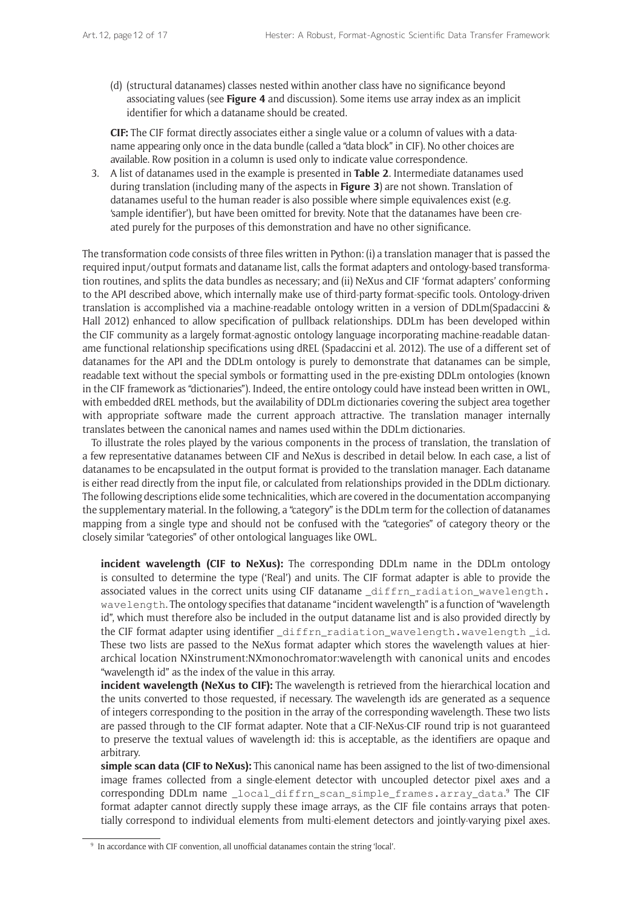(d) (structural datanames) classes nested within another class have no significance beyond associating values (see **Figure 4** and discussion). Some items use array index as an implicit identifier for which a dataname should be created.

**CIF:** The CIF format directly associates either a single value or a column of values with a dataname appearing only once in the data bundle (called a "data block" in CIF). No other choices are available. Row position in a column is used only to indicate value correspondence.

3. A list of datanames used in the example is presented in **Table 2**. Intermediate datanames used during translation (including many of the aspects in **Figure 3**) are not shown. Translation of datanames useful to the human reader is also possible where simple equivalences exist (e.g. 'sample identifier'), but have been omitted for brevity. Note that the datanames have been created purely for the purposes of this demonstration and have no other significance.

The transformation code consists of three files written in Python: (i) a translation manager that is passed the required input/output formats and dataname list, calls the format adapters and ontology-based transformation routines, and splits the data bundles as necessary; and (ii) NeXus and CIF 'format adapters' conforming to the API described above, which internally make use of third-party format-specific tools. Ontology-driven translation is accomplished via a machine-readable ontology written in a version of DDLm(Spadaccini & Hall 2012) enhanced to allow specification of pullback relationships. DDLm has been developed within the CIF community as a largely format-agnostic ontology language incorporating machine-readable dataname functional relationship specifications using dREL (Spadaccini et al. 2012). The use of a different set of datanames for the API and the DDLm ontology is purely to demonstrate that datanames can be simple, readable text without the special symbols or formatting used in the pre-existing DDLm ontologies (known in the CIF framework as "dictionaries"). Indeed, the entire ontology could have instead been written in OWL, with embedded dREL methods, but the availability of DDLm dictionaries covering the subject area together with appropriate software made the current approach attractive. The translation manager internally translates between the canonical names and names used within the DDLm dictionaries.

To illustrate the roles played by the various components in the process of translation, the translation of a few representative datanames between CIF and NeXus is described in detail below. In each case, a list of datanames to be encapsulated in the output format is provided to the translation manager. Each dataname is either read directly from the input file, or calculated from relationships provided in the DDLm dictionary. The following descriptions elide some technicalities, which are covered in the documentation accompanying the supplementary material. In the following, a "category" is the DDLm term for the collection of datanames mapping from a single type and should not be confused with the "categories" of category theory or the closely similar "categories" of other ontological languages like OWL.

**incident wavelength (CIF to NeXus):** The corresponding DDLm name in the DDLm ontology is consulted to determine the type ('Real') and units. The CIF format adapter is able to provide the associated values in the correct units using CIF dataname `_diffrn_radiation_wavelength.wavelength`. The ontology specifies that dataname "incident wavelength" is a function of "wavelength id", which must therefore also be included in the output dataname list and is also provided directly by the CIF format adapter using identifier `_diffrn_radiation_wavelength.wavelength _id`. These two lists are passed to the NeXus format adapter which stores the wavelength values at hierarchical location NXinstrument:NXmonochromator:wavelength with canonical units and encodes "wavelength id" as the index of the value in this array.

**incident wavelength (NeXus to CIF):** The wavelength is retrieved from the hierarchical location and the units converted to those requested, if necessary. The wavelength ids are generated as a sequence of integers corresponding to the position in the array of the corresponding wavelength. These two lists are passed through to the CIF format adapter. Note that a CIF-NeXus-CIF round trip is not guaranteed to preserve the textual values of wavelength id: this is acceptable, as the identifiers are opaque and arbitrary.

**simple scan data (CIF to NeXus):** This canonical name has been assigned to the list of two-dimensional image frames collected from a single-element detector with uncoupled detector pixel axes and a corresponding DDLm name `_local_diffrn_scan_simple_frames.array_data`.[9] The CIF format adapter cannot directly supply these image arrays, as the CIF file contains arrays that potentially correspond to individual elements from multi-element detectors and jointly-varying pixel axes.

[9] In accordance with CIF convention, all unofficial datanames contain the string 'local'.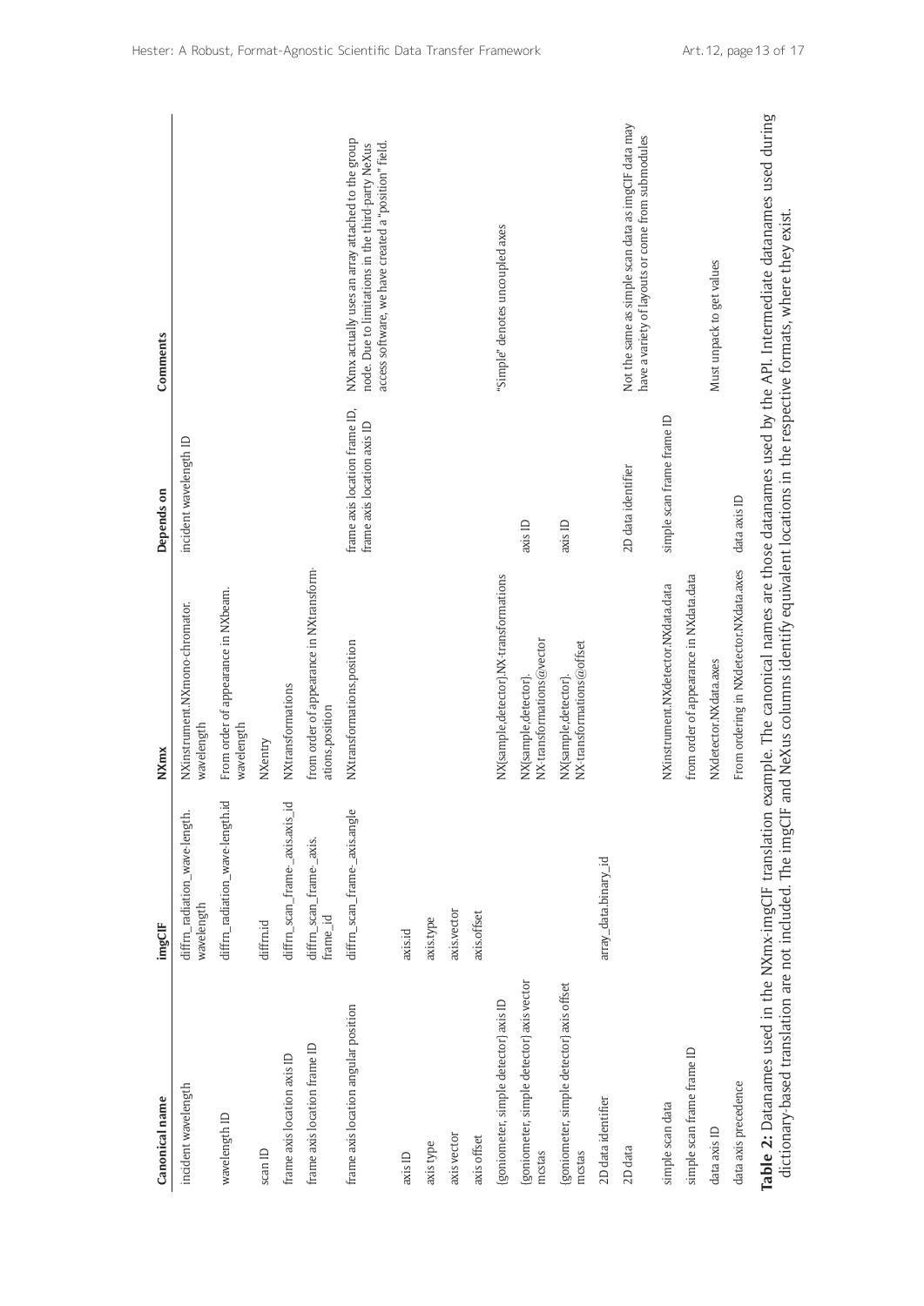| Canonical name | imgCIF | NXmx | Depends on | Comments |
|---|---|---|---|---|
| incident wavelength | diffrn_radiation_wavelength.wavelength | NXinstrument.NXmonochromator.wavelength | incident wavelength ID | |
| wavelength ID | diffrn_radiation_wavelength.id | From order of appearance in NXbeam.wavelength | | |
| scan ID | diffrn.id | NXentry | | |
| frame axis location axis ID | diffrn_scan_frame_axis.axis_id | NXtransformations | | |
| frame axis location frame ID | diffrn_scan_frame_axis.frame_id | from order of appearance in NXtransformations.position | | |
| frame axis location angular position | diffrn_scan_frame_axis.angle | NXtransformations.position | frame axis location frame ID, frame axis location axis ID | NXmx actually uses an array attached to the group node. Due to limitations in the third-party NeXus access software, we have created a "position" field. |
| axis ID | axis.id | | | |
| axis type | axis.type | | | |
| axis vector | axis.vector | | | |
| axis offset | axis.offset | | | |
| {goniometer, simple detector} axis ID | | NX{sample,detector}.NX-transformations | | "Simple" denotes uncoupled axes |
| {goniometer, simple detector} axis vector mcstas | | NX{sample,detector}.NX-transformations@vector | axis ID | |
| {goniometer, simple detector} axis offset mcstas | | NX{sample,detector}.NX-transformations@offset | axis ID | |
| 2D data identifier | array_data.binary_id | | | |
| 2D data | | | 2D data identifier | Not the same as simple scan data as imgCIF data may have a variety of layouts or come from submodules |
| simple scan data | | NXinstrument.NXdetector.NXdata.data | simple scan frame frame ID | |
| simple scan frame frame ID | | from order of appearance in NXdata.data | | |
| data axis ID | | NXdetector.NXdata.axes | | Must unpack to get values |
| data axis precedence | | From ordering in NXdetector.NXdata.axes | data axis ID | |

**Table 2:** Datanames used in the NXmx-imgCIF translation example. The canonical names are those datanames used by the API. Intermediate datanames used during dictionary-based translation are not included. The imgCIF and NeXus columns identify equivalent locations in the respective formats, where they exist.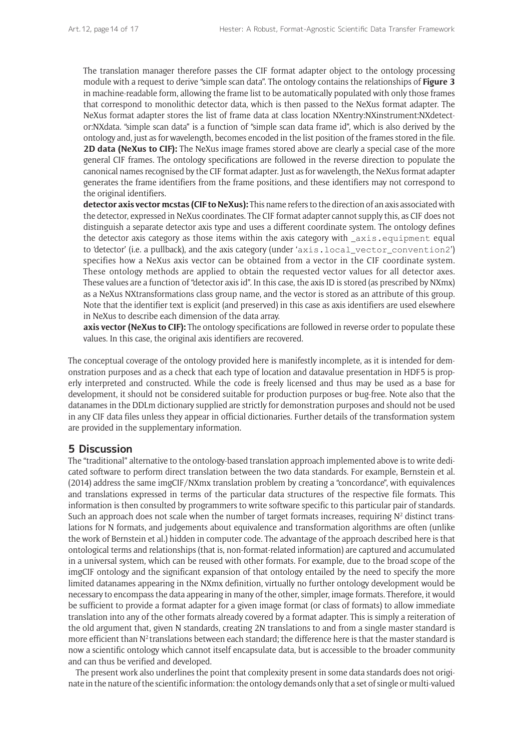The translation manager therefore passes the CIF format adapter object to the ontology processing module with a request to derive "simple scan data". The ontology contains the relationships of **Figure 3** in machine-readable form, allowing the frame list to be automatically populated with only those frames that correspond to monolithic detector data, which is then passed to the NeXus format adapter. The NeXus format adapter stores the list of frame data at class location NXentry:NXinstrument:NXdetector:NXdata. "simple scan data" is a function of "simple scan data frame id", which is also derived by the ontology and, just as for wavelength, becomes encoded in the list position of the frames stored in the file.

**2D data (NeXus to CIF):** The NeXus image frames stored above are clearly a special case of the more general CIF frames. The ontology specifications are followed in the reverse direction to populate the canonical names recognised by the CIF format adapter. Just as for wavelength, the NeXus format adapter generates the frame identifiers from the frame positions, and these identifiers may not correspond to the original identifiers.

**detector axis vector mcstas (CIF to NeXus):** This name refers to the direction of an axis associated with the detector, expressed in NeXus coordinates. The CIF format adapter cannot supply this, as CIF does not distinguish a separate detector axis type and uses a different coordinate system. The ontology defines the detector axis category as those items within the axis category with `_axis.equipment` equal to 'detector' (i.e. a pullback), and the axis category (under '`axis.local_vector_convention2`') specifies how a NeXus axis vector can be obtained from a vector in the CIF coordinate system. These ontology methods are applied to obtain the requested vector values for all detector axes. These values are a function of "detector axis id". In this case, the axis ID is stored (as prescribed by NXmx) as a NeXus NXtransformations class group name, and the vector is stored as an attribute of this group. Note that the identifier text is explicit (and preserved) in this case as axis identifiers are used elsewhere in NeXus to describe each dimension of the data array.

**axis vector (NeXus to CIF):** The ontology specifications are followed in reverse order to populate these values. In this case, the original axis identifiers are recovered.

The conceptual coverage of the ontology provided here is manifestly incomplete, as it is intended for demonstration purposes and as a check that each type of location and datavalue presentation in HDF5 is properly interpreted and constructed. While the code is freely licensed and thus may be used as a base for development, it should not be considered suitable for production purposes or bug-free. Note also that the datanames in the DDLm dictionary supplied are strictly for demonstration purposes and should not be used in any CIF data files unless they appear in official dictionaries. Further details of the transformation system are provided in the supplementary information.

## 5 Discussion

The "traditional" alternative to the ontology-based translation approach implemented above is to write dedicated software to perform direct translation between the two data standards. For example, Bernstein et al. (2014) address the same imgCIF/NXmx translation problem by creating a "concordance", with equivalences and translations expressed in terms of the particular data structures of the respective file formats. This information is then consulted by programmers to write software specific to this particular pair of standards. Such an approach does not scale when the number of target formats increases, requiring $N^2$ distinct translations for N formats, and judgements about equivalence and transformation algorithms are often (unlike the work of Bernstein et al.) hidden in computer code. The advantage of the approach described here is that ontological terms and relationships (that is, non-format-related information) are captured and accumulated in a universal system, which can be reused with other formats. For example, due to the broad scope of the imgCIF ontology and the significant expansion of that ontology entailed by the need to specify the more limited datanames appearing in the NXmx definition, virtually no further ontology development would be necessary to encompass the data appearing in many of the other, simpler, image formats. Therefore, it would be sufficient to provide a format adapter for a given image format (or class of formats) to allow immediate translation into any of the other formats already covered by a format adapter. This is simply a reiteration of the old argument that, given N standards, creating 2N translations to and from a single master standard is more efficient than $N^2$ translations between each standard; the difference here is that the master standard is now a scientific ontology which cannot itself encapsulate data, but is accessible to the broader community and can thus be verified and developed.

The present work also underlines the point that complexity present in some data standards does not originate in the nature of the scientific information: the ontology demands only that a set of single or multi-valued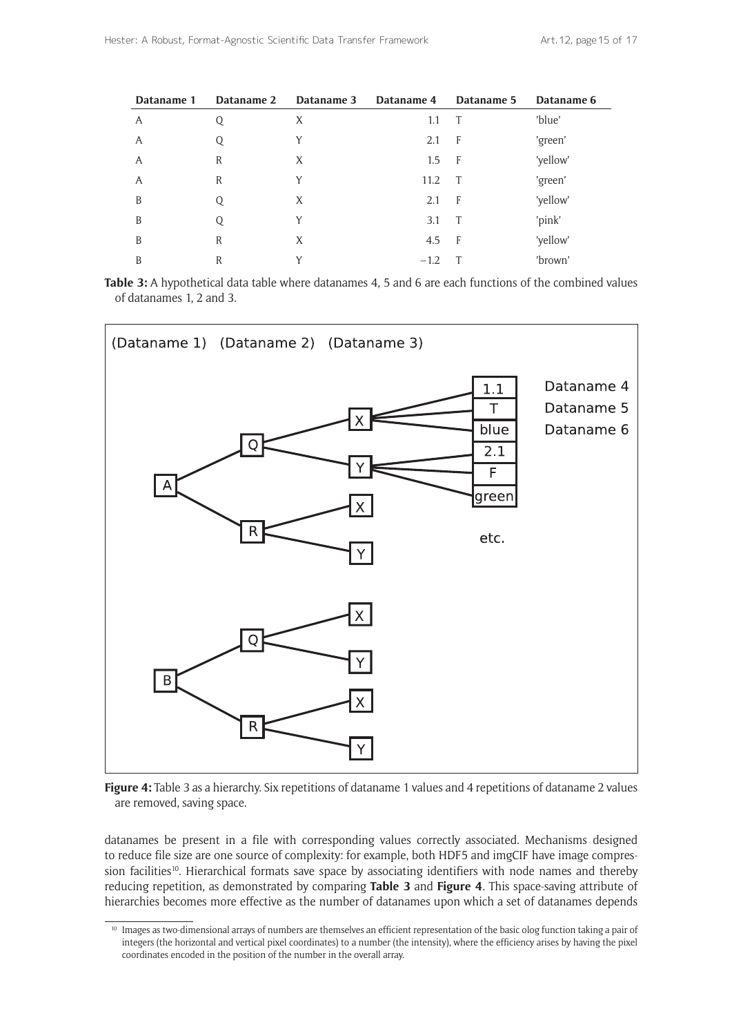| Dataname 1 | Dataname 2 | Dataname 3 | Dataname 4 | Dataname 5 | Dataname 6 |
|---|---|---|---|---|---|
| A | Q | X | 1.1 | T | 'blue' |
| A | Q | Y | 2.1 | F | 'green' |
| A | R | X | 1.5 | F | 'yellow' |
| A | R | Y | 11.2 | T | 'green' |
| B | Q | X | 2.1 | F | 'yellow' |
| B | Q | Y | 3.1 | T | 'pink' |
| B | R | X | 4.5 | F | 'yellow' |
| B | R | Y | −1.2 | T | 'brown' |

**Table 3:** A hypothetical data table where datanames 4, 5 and 6 are each functions of the combined values of datanames 1, 2 and 3.

**Figure 4:** Table 3 as a hierarchy. Six repetitions of dataname 1 values and 4 repetitions of dataname 2 values are removed, saving space.

datanames be present in a file with corresponding values correctly associated. Mechanisms designed to reduce file size are one source of complexity: for example, both HDF5 and imgCIF have image compression facilities[10]. Hierarchical formats save space by associating identifiers with node names and thereby reducing repetition, as demonstrated by comparing **Table 3** and **Figure 4**. This space-saving attribute of hierarchies becomes more effective as the number of datanames upon which a set of datanames depends

[10] Images as two-dimensional arrays of numbers are themselves an efficient representation of the basic olog function taking a pair of integers (the horizontal and vertical pixel coordinates) to a number (the intensity), where the efficiency arises by having the pixel coordinates encoded in the position of the number in the overall array.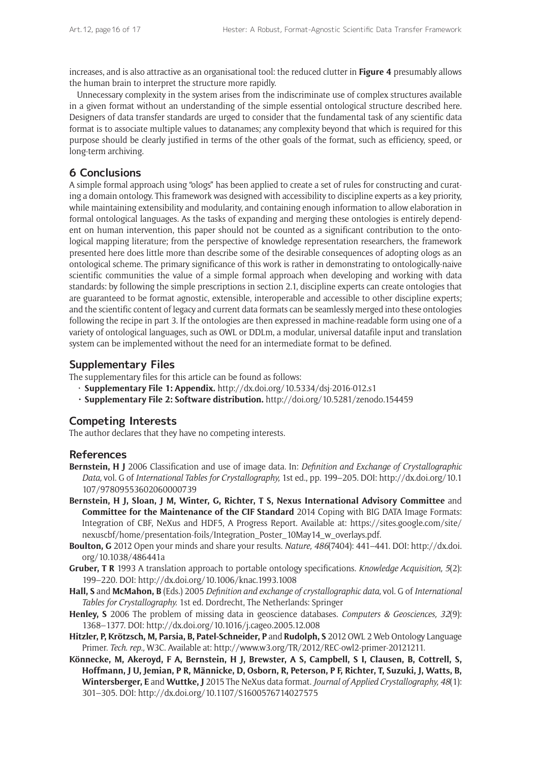increases, and is also attractive as an organisational tool: the reduced clutter in **Figure 4** presumably allows the human brain to interpret the structure more rapidly.

Unnecessary complexity in the system arises from the indiscriminate use of complex structures available in a given format without an understanding of the simple essential ontological structure described here. Designers of data transfer standards are urged to consider that the fundamental task of any scientific data format is to associate multiple values to datanames; any complexity beyond that which is required for this purpose should be clearly justified in terms of the other goals of the format, such as efficiency, speed, or long-term archiving.

## 6 Conclusions

A simple formal approach using "ologs" has been applied to create a set of rules for constructing and curating a domain ontology. This framework was designed with accessibility to discipline experts as a key priority, while maintaining extensibility and modularity, and containing enough information to allow elaboration in formal ontological languages. As the tasks of expanding and merging these ontologies is entirely dependent on human intervention, this paper should not be counted as a significant contribution to the ontological mapping literature; from the perspective of knowledge representation researchers, the framework presented here does little more than describe some of the desirable consequences of adopting ologs as an ontological scheme. The primary significance of this work is rather in demonstrating to ontologically-naive scientific communities the value of a simple formal approach when developing and working with data standards: by following the simple prescriptions in section 2.1, discipline experts can create ontologies that are guaranteed to be format agnostic, extensible, interoperable and accessible to other discipline experts; and the scientific content of legacy and current data formats can be seamlessly merged into these ontologies following the recipe in part 3. If the ontologies are then expressed in machine-readable form using one of a variety of ontological languages, such as OWL or DDLm, a modular, universal datafile input and translation system can be implemented without the need for an intermediate format to be defined.

## Supplementary Files

The supplementary files for this article can be found as follows:

- **Supplementary File 1: Appendix.** http://dx.doi.org/10.5334/dsj-2016-012.s1
- **Supplementary File 2: Software distribution.** http://doi.org/10.5281/zenodo.154459

## Competing Interests

The author declares that they have no competing interests.

## References

**Bernstein, H J** 2006 Classification and use of image data. In: *Definition and Exchange of Crystallographic Data,* vol. G of *International Tables for Crystallography,* 1st ed., pp. 199–205. DOI: http://dx.doi.org/10.1107/97809553602060000739

**Bernstein, H J, Sloan, J M, Winter, G, Richter, T S, Nexus International Advisory Committee** and **Committee for the Maintenance of the CIF Standard** 2014 Coping with BIG DATA Image Formats: Integration of CBF, NeXus and HDF5, A Progress Report. Available at: https://sites.google.com/site/nexuscbf/home/presentation-foils/Integration_Poster_10May14_w_overlays.pdf.

**Boulton, G** 2012 Open your minds and share your results. *Nature, 486*(7404): 441–441. DOI: http://dx.doi.org/10.1038/486441a

**Gruber, T R** 1993 A translation approach to portable ontology specifications. *Knowledge Acquisition, 5*(2): 199–220. DOI: http://dx.doi.org/10.1006/knac.1993.1008

**Hall, S** and **McMahon, B** (Eds.) 2005 *Definition and exchange of crystallographic data,* vol. G of *International Tables for Crystallography.* 1st ed. Dordrecht, The Netherlands: Springer

**Henley, S** 2006 The problem of missing data in geoscience databases. *Computers & Geosciences, 32*(9): 1368–1377. DOI: http://dx.doi.org/10.1016/j.cageo.2005.12.008

**Hitzler, P, Krötzsch, M, Parsia, B, Patel-Schneider, P** and **Rudolph, S** 2012 OWL 2 Web Ontology Language Primer. *Tech. rep.,* W3C. Available at: http://www.w3.org/TR/2012/REC-owl2-primer-20121211.

**Könnecke, M, Akeroyd, F A, Bernstein, H J, Brewster, A S, Campbell, S I, Clausen, B, Cottrell, S, Hoffmann, J U, Jemian, P R, Männicke, D, Osborn, R, Peterson, P F, Richter, T, Suzuki, J, Watts, B, Wintersberger, E** and **Wuttke, J** 2015 The NeXus data format. *Journal of Applied Crystallography, 48*(1): 301–305. DOI: http://dx.doi.org/10.1107/S1600576714027575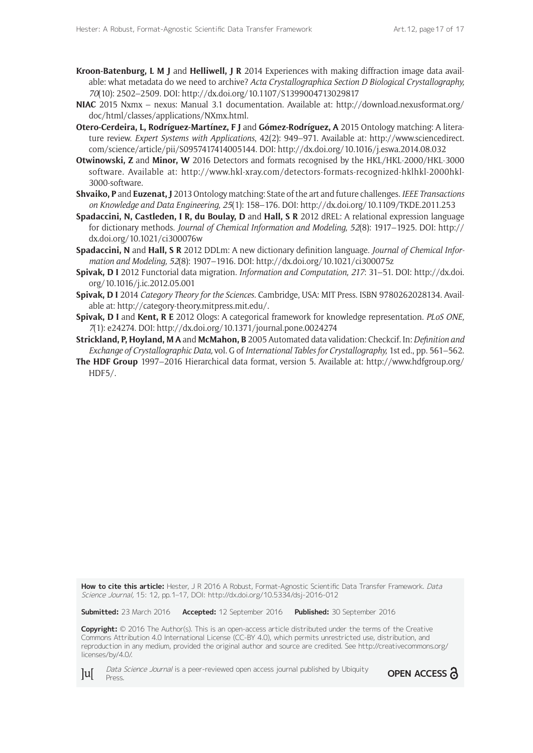**Kroon-Batenburg, L M J** and **Helliwell, J R** 2014 Experiences with making diffraction image data available: what metadata do we need to archive? *Acta Crystallographica Section D Biological Crystallography, 70*(10): 2502–2509. DOI: http://dx.doi.org/10.1107/S1399004713029817

**NIAC** 2015 Nxmx – nexus: Manual 3.1 documentation. Available at: http://download.nexusformat.org/doc/html/classes/applications/NXmx.html.

**Otero-Cerdeira, L, Rodríguez-Martínez, F J** and **Gómez-Rodríguez, A** 2015 Ontology matching: A literature review. *Expert Systems with Applications*, 42(2): 949–971. Available at: http://www.sciencedirect.com/science/article/pii/S0957417414005144. DOI: http://dx.doi.org/10.1016/j.eswa.2014.08.032

**Otwinowski, Z** and **Minor, W** 2016 Detectors and formats recognised by the HKL/HKL-2000/HKL-3000 software. Available at: http://www.hkl-xray.com/detectors-formats-recognized-hklhkl-2000hkl-3000-software.

**Shvaiko, P** and **Euzenat, J** 2013 Ontology matching: State of the art and future challenges. *IEEE Transactions on Knowledge and Data Engineering, 25*(1): 158–176. DOI: http://dx.doi.org/10.1109/TKDE.2011.253

**Spadaccini, N, Castleden, I R, du Boulay, D** and **Hall, S R** 2012 dREL: A relational expression language for dictionary methods. *Journal of Chemical Information and Modeling, 52*(8): 1917–1925. DOI: http://dx.doi.org/10.1021/ci300076w

**Spadaccini, N** and **Hall, S R** 2012 DDLm: A new dictionary definition language. *Journal of Chemical Information and Modeling, 52*(8): 1907–1916. DOI: http://dx.doi.org/10.1021/ci300075z

**Spivak, D I** 2012 Functorial data migration. *Information and Computation, 217*: 31–51. DOI: http://dx.doi.org/10.1016/j.ic.2012.05.001

**Spivak, D I** 2014 *Category Theory for the Sciences.* Cambridge, USA: MIT Press. ISBN 9780262028134. Available at: http://category-theory.mitpress.mit.edu/.

**Spivak, D I** and **Kent, R E** 2012 Ologs: A categorical framework for knowledge representation. *PLoS ONE, 7*(1): e24274. DOI: http://dx.doi.org/10.1371/journal.pone.0024274

**Strickland, P, Hoyland, M A** and **McMahon, B** 2005 Automated data validation: Checkcif. In: *Definition and Exchange of Crystallographic Data,* vol. G of *International Tables for Crystallography,* 1st ed., pp. 561–562.

**The HDF Group** 1997–2016 Hierarchical data format, version 5. Available at: http://www.hdfgroup.org/HDF5/.

**How to cite this article:** Hester, J R 2016 A Robust, Format-Agnostic Scientific Data Transfer Framework. *Data Science Journal,* 15: 12, pp.1–17, DOI: http://dx.doi.org/10.5334/dsj-2016-012

**Submitted:** 23 March 2016 **Accepted:** 12 September 2016 **Published:** 30 September 2016

**Copyright:** © 2016 The Author(s). This is an open-access article distributed under the terms of the Creative Commons Attribution 4.0 International License (CC-BY 4.0), which permits unrestricted use, distribution, and reproduction in any medium, provided the original author and source are credited. See http://creativecommons.org/licenses/by/4.0/.

*Data Science Journal* is a peer-reviewed open access journal published by Ubiquity Press.

**OPEN ACCESS**